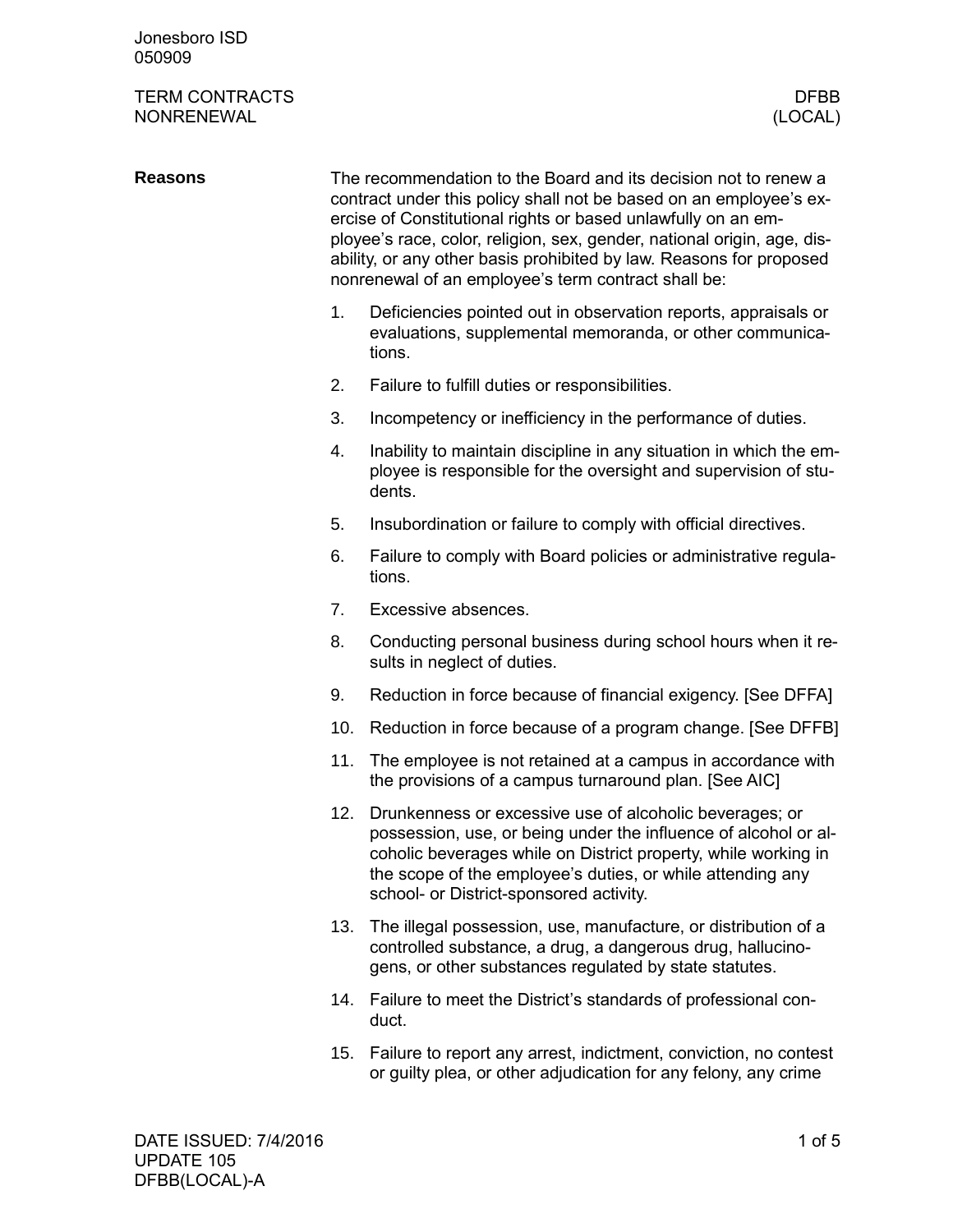# TERM CONTRACTS NONRENEWAL

## Reasons

The recommendation to the Board and its decision not to renew a contract under this policy shall not be based on an employee's exercise of Constitutional rights or based unlawfully on an employee's race, color, religion, sex, gender, national origin, age, disability, or any other basis prohibited by law. Reasons for proposed nonrenewal of an employee's term contract shall be:

1. Deficiencies pointed out in observation reports, appraisals or evaluations, supplemental memoranda, or other communications.
2. Failure to fulfill duties or responsibilities.
3. Incompetency or inefficiency in the performance of duties.
4. Inability to maintain discipline in any situation in which the employee is responsible for the oversight and supervision of students.
5. Insubordination or failure to comply with official directives.
6. Failure to comply with Board policies or administrative regulations.
7. Excessive absences.
8. Conducting personal business during school hours when it results in neglect of duties.
9. Reduction in force because of financial exigency. [See DFFA]
10. Reduction in force because of a program change. [See DFFB]
11. The employee is not retained at a campus in accordance with the provisions of a campus turnaround plan. [See AIC]
12. Drunkenness or excessive use of alcoholic beverages; or possession, use, or being under the influence of alcohol or alcoholic beverages while on District property, while working in the scope of the employee's duties, or while attending any school- or District-sponsored activity.
13. The illegal possession, use, manufacture, or distribution of a controlled substance, a drug, a dangerous drug, hallucinogens, or other substances regulated by state statutes.
14. Failure to meet the District's standards of professional conduct.
15. Failure to report any arrest, indictment, conviction, no contest or guilty plea, or other adjudication for any felony, any crime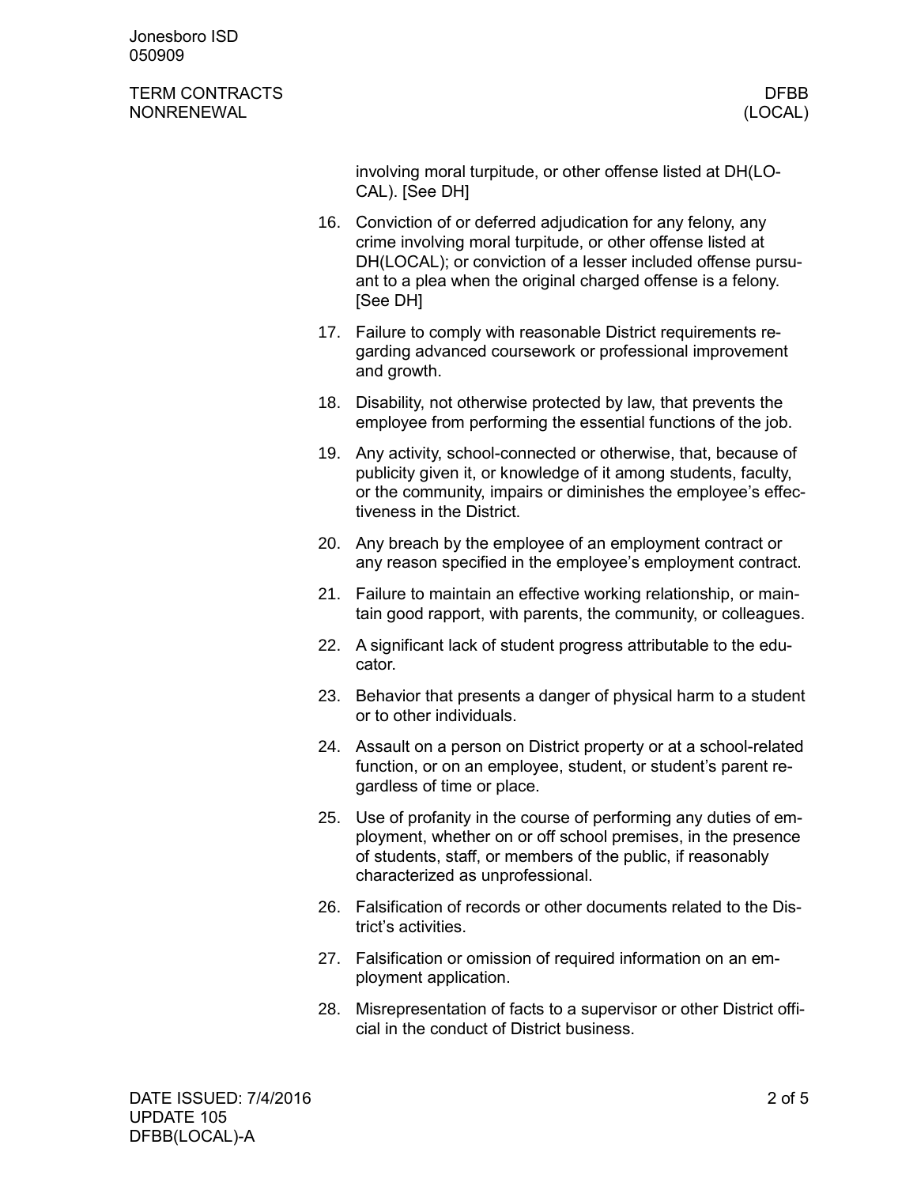involving moral turpitude, or other offense listed at DH(LOCAL). [See DH]

16. Conviction of or deferred adjudication for any felony, any crime involving moral turpitude, or other offense listed at DH(LOCAL); or conviction of a lesser included offense pursuant to a plea when the original charged offense is a felony. [See DH]
17. Failure to comply with reasonable District requirements regarding advanced coursework or professional improvement and growth.
18. Disability, not otherwise protected by law, that prevents the employee from performing the essential functions of the job.
19. Any activity, school-connected or otherwise, that, because of publicity given it, or knowledge of it among students, faculty, or the community, impairs or diminishes the employee's effectiveness in the District.
20. Any breach by the employee of an employment contract or any reason specified in the employee's employment contract.
21. Failure to maintain an effective working relationship, or maintain good rapport, with parents, the community, or colleagues.
22. A significant lack of student progress attributable to the educator.
23. Behavior that presents a danger of physical harm to a student or to other individuals.
24. Assault on a person on District property or at a school-related function, or on an employee, student, or student's parent regardless of time or place.
25. Use of profanity in the course of performing any duties of employment, whether on or off school premises, in the presence of students, staff, or members of the public, if reasonably characterized as unprofessional.
26. Falsification of records or other documents related to the District's activities.
27. Falsification or omission of required information on an employment application.
28. Misrepresentation of facts to a supervisor or other District official in the conduct of District business.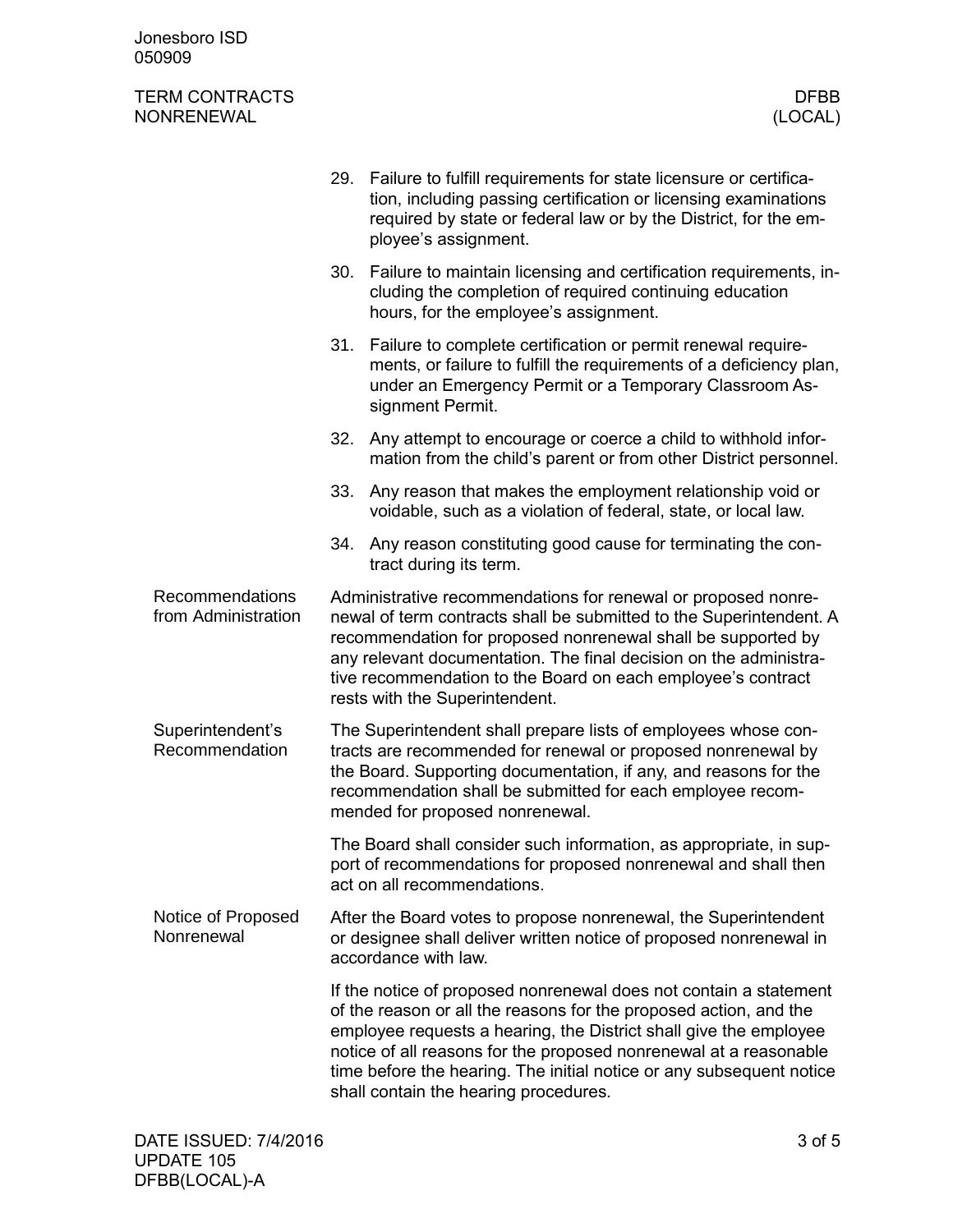29. Failure to fulfill requirements for state licensure or certification, including passing certification or licensing examinations required by state or federal law or by the District, for the employee's assignment.

30. Failure to maintain licensing and certification requirements, including the completion of required continuing education hours, for the employee's assignment.

31. Failure to complete certification or permit renewal requirements, or failure to fulfill the requirements of a deficiency plan, under an Emergency Permit or a Temporary Classroom Assignment Permit.

32. Any attempt to encourage or coerce a child to withhold information from the child's parent or from other District personnel.

33. Any reason that makes the employment relationship void or voidable, such as a violation of federal, state, or local law.

34. Any reason constituting good cause for terminating the contract during its term.

## Recommendations from Administration

Administrative recommendations for renewal or proposed nonrenewal of term contracts shall be submitted to the Superintendent. A recommendation for proposed nonrenewal shall be supported by any relevant documentation. The final decision on the administrative recommendation to the Board on each employee's contract rests with the Superintendent.

## Superintendent's Recommendation

The Superintendent shall prepare lists of employees whose contracts are recommended for renewal or proposed nonrenewal by the Board. Supporting documentation, if any, and reasons for the recommendation shall be submitted for each employee recommended for proposed nonrenewal.

The Board shall consider such information, as appropriate, in support of recommendations for proposed nonrenewal and shall then act on all recommendations.

## Notice of Proposed Nonrenewal

After the Board votes to propose nonrenewal, the Superintendent or designee shall deliver written notice of proposed nonrenewal in accordance with law.

If the notice of proposed nonrenewal does not contain a statement of the reason or all the reasons for the proposed action, and the employee requests a hearing, the District shall give the employee notice of all reasons for the proposed nonrenewal at a reasonable time before the hearing. The initial notice or any subsequent notice shall contain the hearing procedures.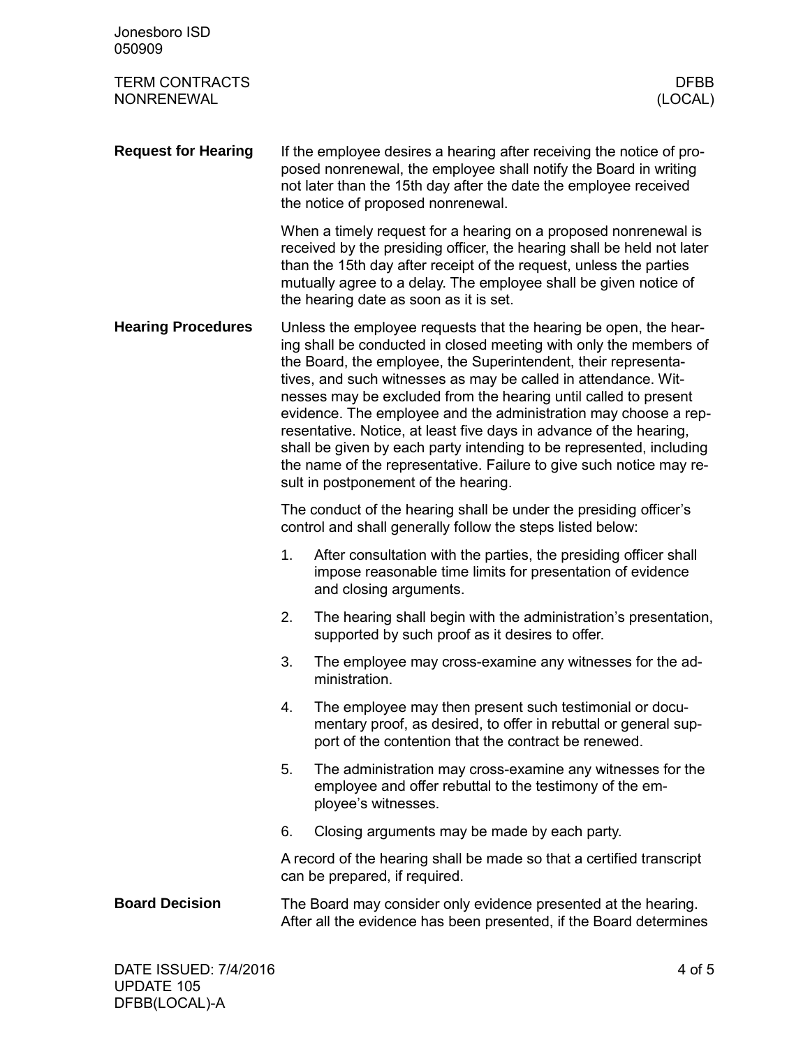## Request for Hearing

If the employee desires a hearing after receiving the notice of proposed nonrenewal, the employee shall notify the Board in writing not later than the 15th day after the date the employee received the notice of proposed nonrenewal.

When a timely request for a hearing on a proposed nonrenewal is received by the presiding officer, the hearing shall be held not later than the 15th day after receipt of the request, unless the parties mutually agree to a delay. The employee shall be given notice of the hearing date as soon as it is set.

## Hearing Procedures

Unless the employee requests that the hearing be open, the hearing shall be conducted in closed meeting with only the members of the Board, the employee, the Superintendent, their representatives, and such witnesses as may be called in attendance. Witnesses may be excluded from the hearing until called to present evidence. The employee and the administration may choose a representative. Notice, at least five days in advance of the hearing, shall be given by each party intending to be represented, including the name of the representative. Failure to give such notice may result in postponement of the hearing.

The conduct of the hearing shall be under the presiding officer's control and shall generally follow the steps listed below:

1. After consultation with the parties, the presiding officer shall impose reasonable time limits for presentation of evidence and closing arguments.
2. The hearing shall begin with the administration's presentation, supported by such proof as it desires to offer.
3. The employee may cross-examine any witnesses for the administration.
4. The employee may then present such testimonial or documentary proof, as desired, to offer in rebuttal or general support of the contention that the contract be renewed.
5. The administration may cross-examine any witnesses for the employee and offer rebuttal to the testimony of the employee's witnesses.
6. Closing arguments may be made by each party.

A record of the hearing shall be made so that a certified transcript can be prepared, if required.

## Board Decision

The Board may consider only evidence presented at the hearing. After all the evidence has been presented, if the Board determines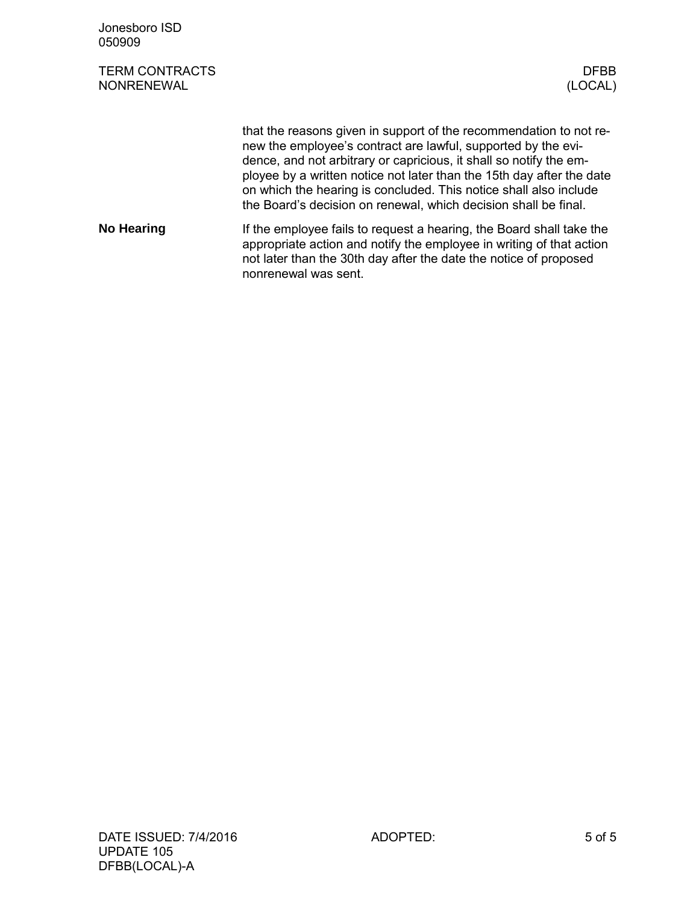that the reasons given in support of the recommendation to not renew the employee's contract are lawful, supported by the evidence, and not arbitrary or capricious, it shall so notify the employee by a written notice not later than the 15th day after the date on which the hearing is concluded. This notice shall also include the Board's decision on renewal, which decision shall be final.

**No Hearing**

If the employee fails to request a hearing, the Board shall take the appropriate action and notify the employee in writing of that action not later than the 30th day after the date the notice of proposed nonrenewal was sent.